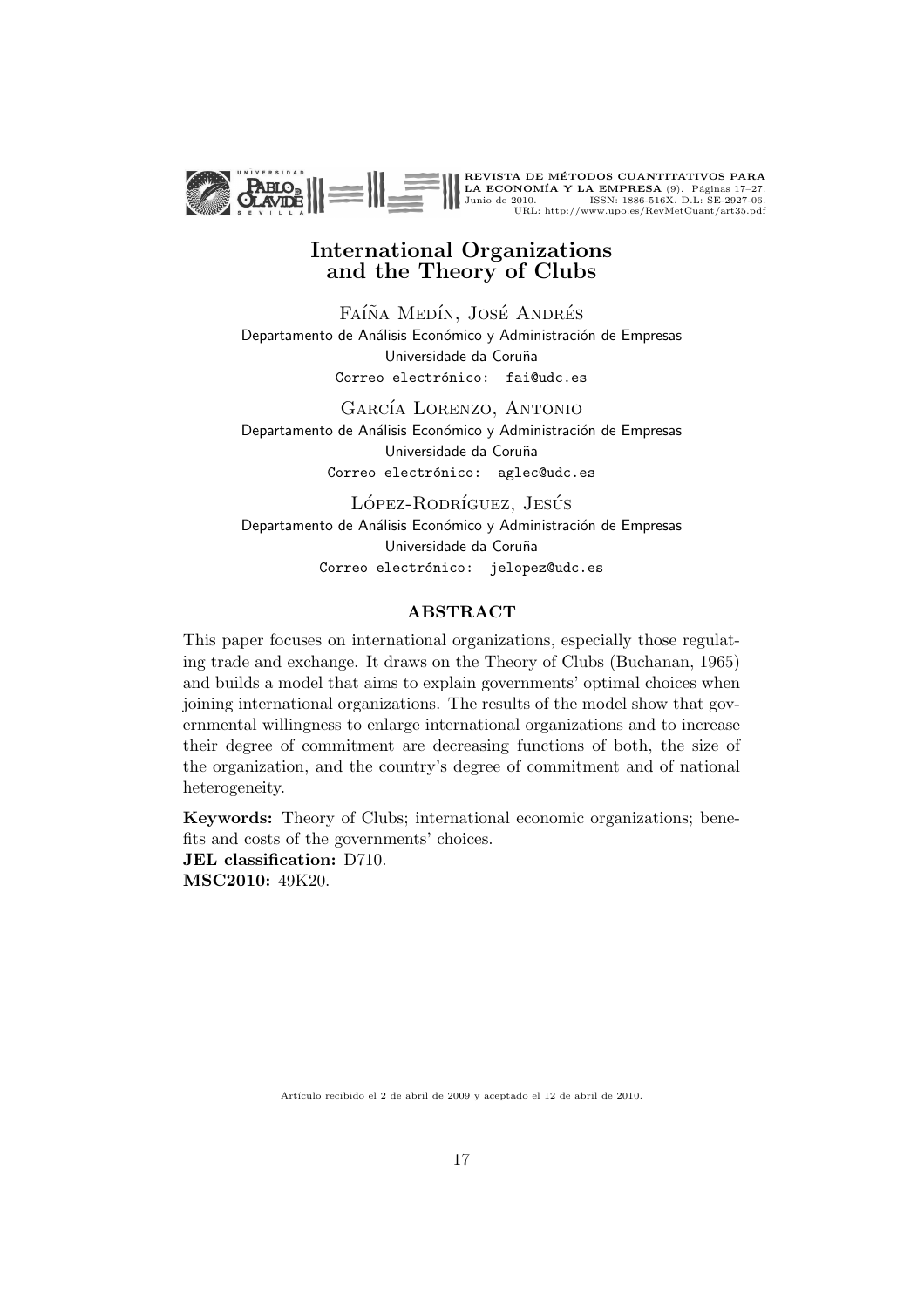# International Organizations and the Theory of Clubs

Faíña Medín, José Andrés
Departamento de Análisis Económico y Administración de Empresas
Universidade da Coruña
Correo electrónico: fai@udc.es

García Lorenzo, Antonio
Departamento de Análisis Económico y Administración de Empresas
Universidade da Coruña
Correo electrónico: aglec@udc.es

López-Rodríguez, Jesús
Departamento de Análisis Económico y Administración de Empresas
Universidade da Coruña
Correo electrónico: jelopez@udc.es

## ABSTRACT

This paper focuses on international organizations, especially those regulating trade and exchange. It draws on the Theory of Clubs (Buchanan, 1965) and builds a model that aims to explain governments' optimal choices when joining international organizations. The results of the model show that governmental willingness to enlarge international organizations and to increase their degree of commitment are decreasing functions of both, the size of the organization, and the country's degree of commitment and of national heterogeneity.

**Keywords:** Theory of Clubs; international economic organizations; benefits and costs of the governments' choices.
**JEL classification:** D710.
**MSC2010:** 49K20.

Artículo recibido el 2 de abril de 2009 y aceptado el 12 de abril de 2010.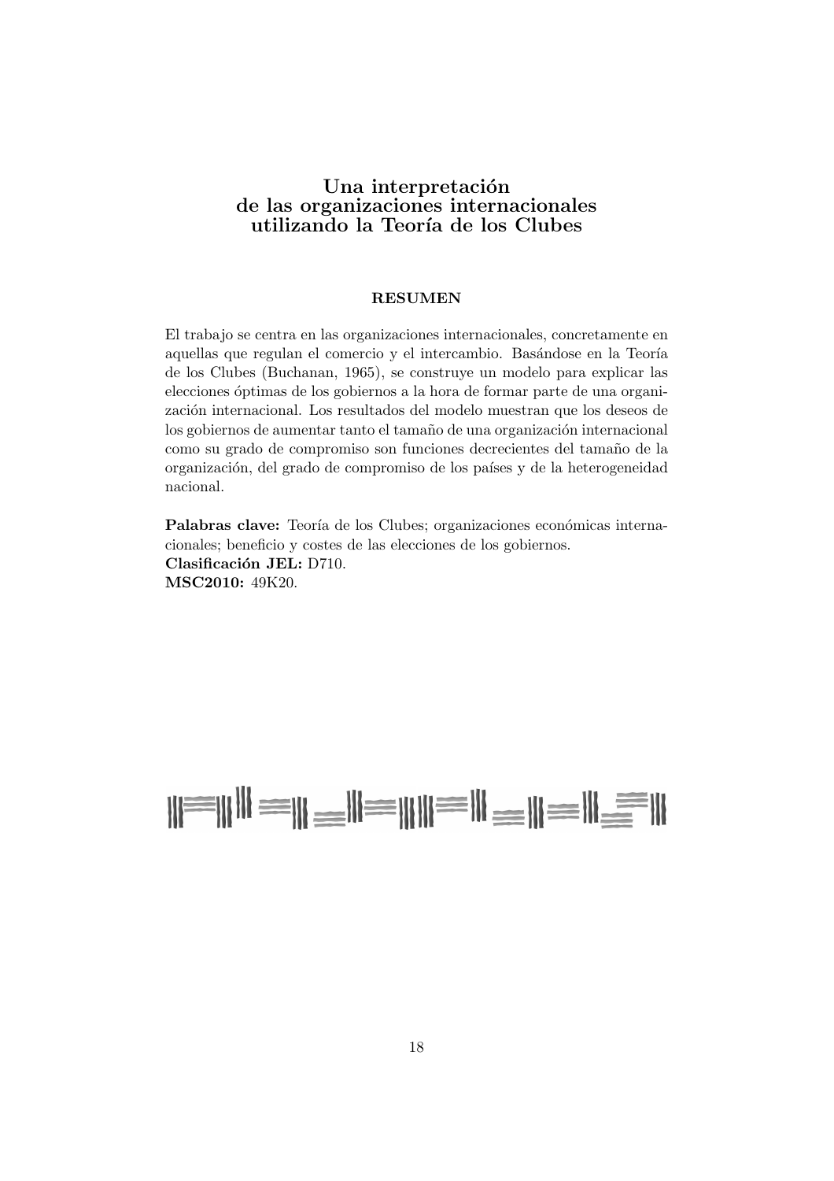# Una interpretación de las organizaciones internacionales utilizando la Teoría de los Clubes

## RESUMEN

El trabajo se centra en las organizaciones internacionales, concretamente en aquellas que regulan el comercio y el intercambio. Basándose en la Teoría de los Clubes (Buchanan, 1965), se construye un modelo para explicar las elecciones óptimas de los gobiernos a la hora de formar parte de una organización internacional. Los resultados del modelo muestran que los deseos de los gobiernos de aumentar tanto el tamaño de una organización internacional como su grado de compromiso son funciones decrecientes del tamaño de la organización, del grado de compromiso de los países y de la heterogeneidad nacional.

**Palabras clave:** Teoría de los Clubes; organizaciones económicas internacionales; beneficio y costes de las elecciones de los gobiernos.
**Clasificación JEL:** D710.
**MSC2010:** 49K20.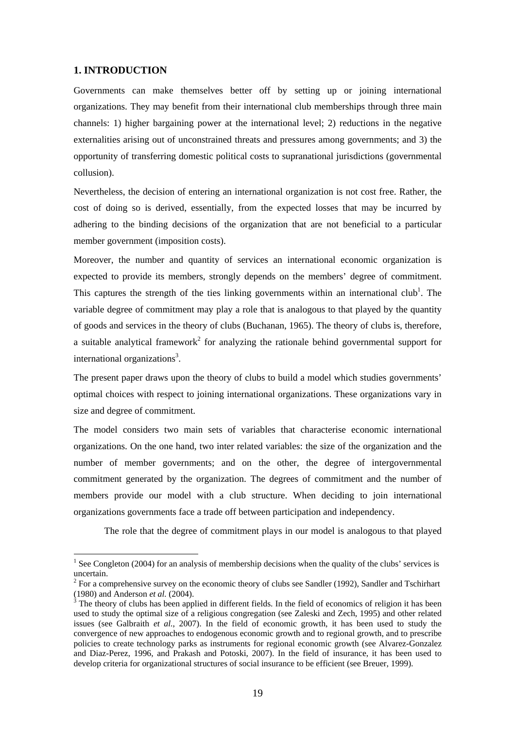## 1. INTRODUCTION

Governments can make themselves better off by setting up or joining international organizations. They may benefit from their international club memberships through three main channels: 1) higher bargaining power at the international level; 2) reductions in the negative externalities arising out of unconstrained threats and pressures among governments; and 3) the opportunity of transferring domestic political costs to supranational jurisdictions (governmental collusion).

Nevertheless, the decision of entering an international organization is not cost free. Rather, the cost of doing so is derived, essentially, from the expected losses that may be incurred by adhering to the binding decisions of the organization that are not beneficial to a particular member government (imposition costs).

Moreover, the number and quantity of services an international economic organization is expected to provide its members, strongly depends on the members' degree of commitment. This captures the strength of the ties linking governments within an international club[1]. The variable degree of commitment may play a role that is analogous to that played by the quantity of goods and services in the theory of clubs (Buchanan, 1965). The theory of clubs is, therefore, a suitable analytical framework[2] for analyzing the rationale behind governmental support for international organizations[3].

The present paper draws upon the theory of clubs to build a model which studies governments' optimal choices with respect to joining international organizations. These organizations vary in size and degree of commitment.

The model considers two main sets of variables that characterise economic international organizations. On the one hand, two inter related variables: the size of the organization and the number of member governments; and on the other, the degree of intergovernmental commitment generated by the organization. The degrees of commitment and the number of members provide our model with a club structure. When deciding to join international organizations governments face a trade off between participation and independency.

The role that the degree of commitment plays in our model is analogous to that played

---

[1] See Congleton (2004) for an analysis of membership decisions when the quality of the clubs' services is uncertain.

[2] For a comprehensive survey on the economic theory of clubs see Sandler (1992), Sandler and Tschirhart (1980) and Anderson *et al.* (2004).

[3] The theory of clubs has been applied in different fields. In the field of economics of religion it has been used to study the optimal size of a religious congregation (see Zaleski and Zech, 1995) and other related issues (see Galbraith *et al.*, 2007). In the field of economic growth, it has been used to study the convergence of new approaches to endogenous economic growth and to regional growth, and to prescribe policies to create technology parks as instruments for regional economic growth (see Alvarez-Gonzalez and Diaz-Perez, 1996, and Prakash and Potoski, 2007). In the field of insurance, it has been used to develop criteria for organizational structures of social insurance to be efficient (see Breuer, 1999).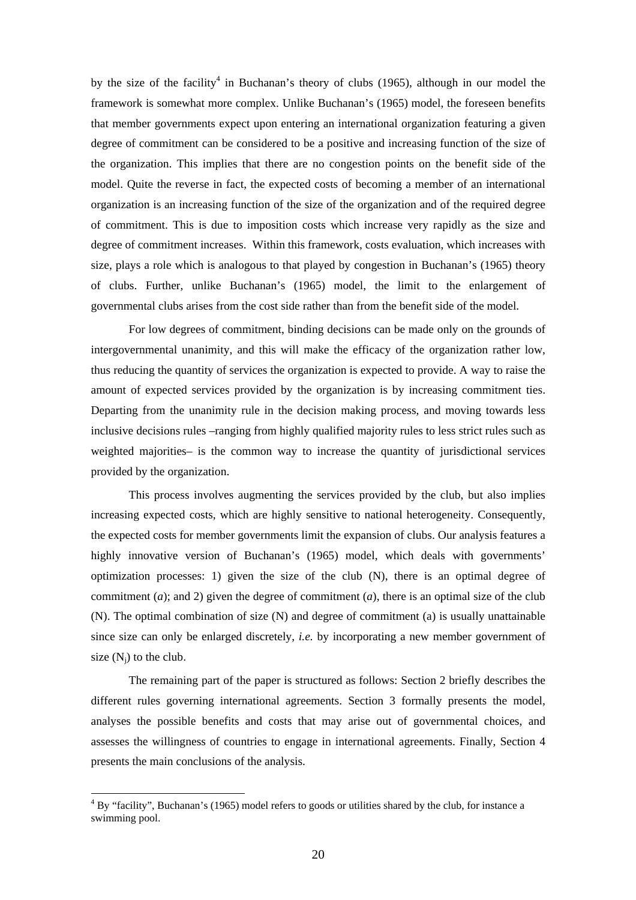by the size of the facility[4] in Buchanan's theory of clubs (1965), although in our model the framework is somewhat more complex. Unlike Buchanan's (1965) model, the foreseen benefits that member governments expect upon entering an international organization featuring a given degree of commitment can be considered to be a positive and increasing function of the size of the organization. This implies that there are no congestion points on the benefit side of the model. Quite the reverse in fact, the expected costs of becoming a member of an international organization is an increasing function of the size of the organization and of the required degree of commitment. This is due to imposition costs which increase very rapidly as the size and degree of commitment increases. Within this framework, costs evaluation, which increases with size, plays a role which is analogous to that played by congestion in Buchanan's (1965) theory of clubs. Further, unlike Buchanan's (1965) model, the limit to the enlargement of governmental clubs arises from the cost side rather than from the benefit side of the model.

For low degrees of commitment, binding decisions can be made only on the grounds of intergovernmental unanimity, and this will make the efficacy of the organization rather low, thus reducing the quantity of services the organization is expected to provide. A way to raise the amount of expected services provided by the organization is by increasing commitment ties. Departing from the unanimity rule in the decision making process, and moving towards less inclusive decisions rules –ranging from highly qualified majority rules to less strict rules such as weighted majorities– is the common way to increase the quantity of jurisdictional services provided by the organization.

This process involves augmenting the services provided by the club, but also implies increasing expected costs, which are highly sensitive to national heterogeneity. Consequently, the expected costs for member governments limit the expansion of clubs. Our analysis features a highly innovative version of Buchanan's (1965) model, which deals with governments' optimization processes: 1) given the size of the club (N), there is an optimal degree of commitment ($a$); and 2) given the degree of commitment ($a$), there is an optimal size of the club (N). The optimal combination of size (N) and degree of commitment (a) is usually unattainable since size can only be enlarged discretely, *i.e.* by incorporating a new member government of size ($N_j$) to the club.

The remaining part of the paper is structured as follows: Section 2 briefly describes the different rules governing international agreements. Section 3 formally presents the model, analyses the possible benefits and costs that may arise out of governmental choices, and assesses the willingness of countries to engage in international agreements. Finally, Section 4 presents the main conclusions of the analysis.

[4] By "facility", Buchanan's (1965) model refers to goods or utilities shared by the club, for instance a swimming pool.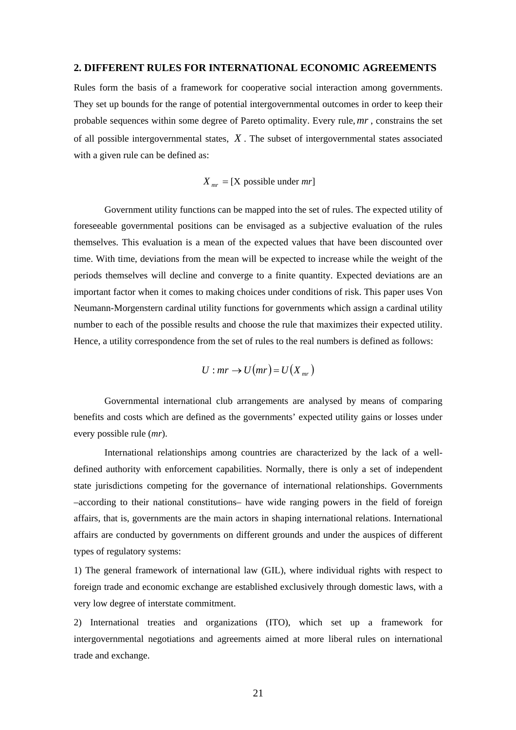## 2. DIFFERENT RULES FOR INTERNATIONAL ECONOMIC AGREEMENTS

Rules form the basis of a framework for cooperative social interaction among governments. They set up bounds for the range of potential intergovernmental outcomes in order to keep their probable sequences within some degree of Pareto optimality. Every rule, $mr$, constrains the set of all possible intergovernmental states, $X$. The subset of intergovernmental states associated with a given rule can be defined as:

$$X_{mr} = [\text{X possible under } mr]$$

Government utility functions can be mapped into the set of rules. The expected utility of foreseeable governmental positions can be envisaged as a subjective evaluation of the rules themselves. This evaluation is a mean of the expected values that have been discounted over time. With time, deviations from the mean will be expected to increase while the weight of the periods themselves will decline and converge to a finite quantity. Expected deviations are an important factor when it comes to making choices under conditions of risk. This paper uses Von Neumann-Morgenstern cardinal utility functions for governments which assign a cardinal utility number to each of the possible results and choose the rule that maximizes their expected utility. Hence, a utility correspondence from the set of rules to the real numbers is defined as follows:

$$U : mr \rightarrow U(mr) = U(X_{mr})$$

Governmental international club arrangements are analysed by means of comparing benefits and costs which are defined as the governments' expected utility gains or losses under every possible rule (*mr*).

International relationships among countries are characterized by the lack of a well-defined authority with enforcement capabilities. Normally, there is only a set of independent state jurisdictions competing for the governance of international relationships. Governments –according to their national constitutions– have wide ranging powers in the field of foreign affairs, that is, governments are the main actors in shaping international relations. International affairs are conducted by governments on different grounds and under the auspices of different types of regulatory systems:

1) The general framework of international law (GIL), where individual rights with respect to foreign trade and economic exchange are established exclusively through domestic laws, with a very low degree of interstate commitment.

2) International treaties and organizations (ITO), which set up a framework for intergovernmental negotiations and agreements aimed at more liberal rules on international trade and exchange.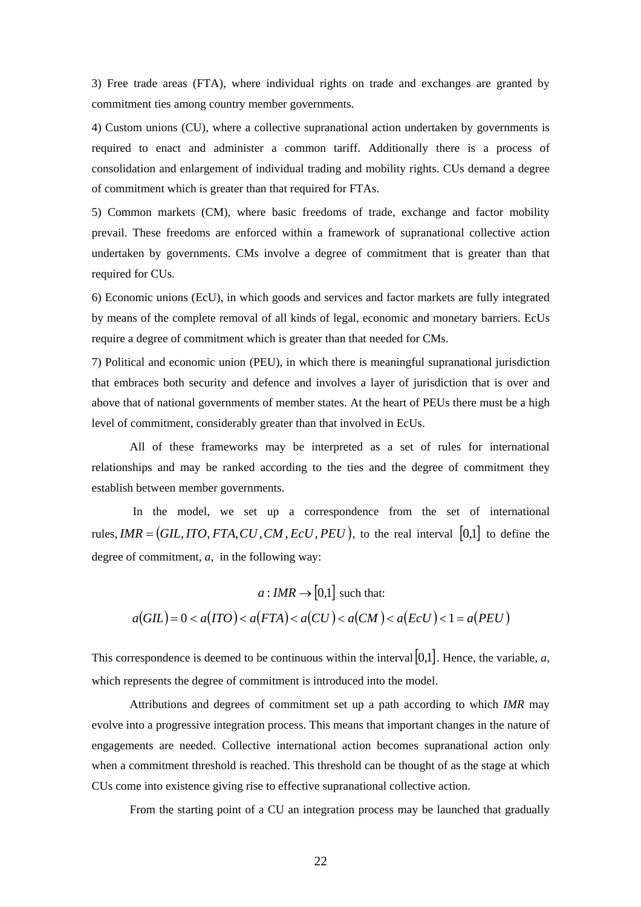3) Free trade areas (FTA), where individual rights on trade and exchanges are granted by commitment ties among country member governments.

4) Custom unions (CU), where a collective supranational action undertaken by governments is required to enact and administer a common tariff. Additionally there is a process of consolidation and enlargement of individual trading and mobility rights. CUs demand a degree of commitment which is greater than that required for FTAs.

5) Common markets (CM), where basic freedoms of trade, exchange and factor mobility prevail. These freedoms are enforced within a framework of supranational collective action undertaken by governments. CMs involve a degree of commitment that is greater than that required for CUs.

6) Economic unions (EcU), in which goods and services and factor markets are fully integrated by means of the complete removal of all kinds of legal, economic and monetary barriers. EcUs require a degree of commitment which is greater than that needed for CMs.

7) Political and economic union (PEU), in which there is meaningful supranational jurisdiction that embraces both security and defence and involves a layer of jurisdiction that is over and above that of national governments of member states. At the heart of PEUs there must be a high level of commitment, considerably greater than that involved in EcUs.

All of these frameworks may be interpreted as a set of rules for international relationships and may be ranked according to the ties and the degree of commitment they establish between member governments.

In the model, we set up a correspondence from the set of international rules, $IMR = (GIL, ITO, FTA, CU, CM, EcU, PEU)$, to the real interval $[0,1]$ to define the degree of commitment, *a*, in the following way:

$$a : IMR \rightarrow [0,1] \text{ such that:}$$
$$a(GIL) = 0 < a(ITO) < a(FTA) < a(CU) < a(CM) < a(EcU) < 1 = a(PEU)$$

This correspondence is deemed to be continuous within the interval $[0,1]$. Hence, the variable, *a*, which represents the degree of commitment is introduced into the model.

Attributions and degrees of commitment set up a path according to which *IMR* may evolve into a progressive integration process. This means that important changes in the nature of engagements are needed. Collective international action becomes supranational action only when a commitment threshold is reached. This threshold can be thought of as the stage at which CUs come into existence giving rise to effective supranational collective action.

From the starting point of a CU an integration process may be launched that gradually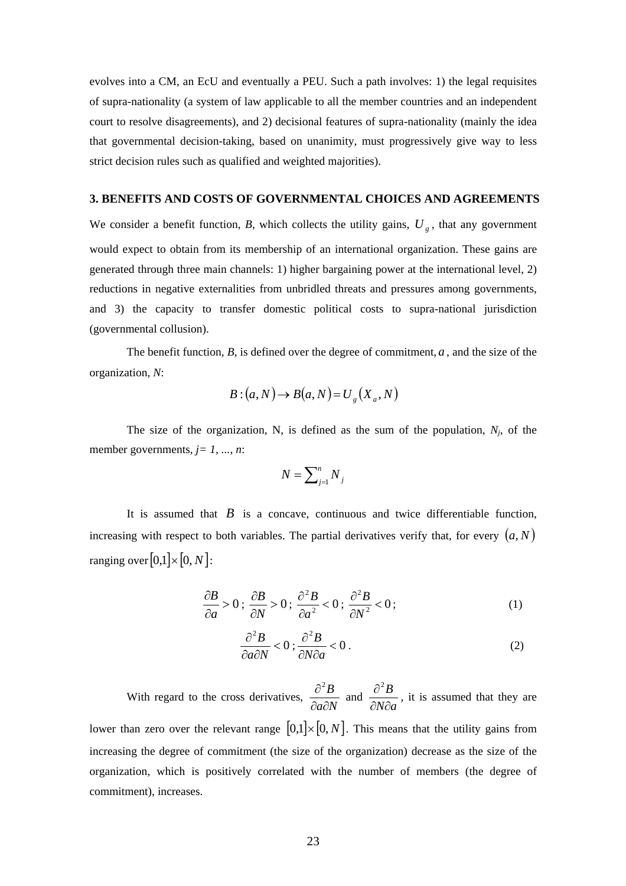evolves into a CM, an EcU and eventually a PEU. Such a path involves: 1) the legal requisites of supra-nationality (a system of law applicable to all the member countries and an independent court to resolve disagreements), and 2) decisional features of supra-nationality (mainly the idea that governmental decision-taking, based on unanimity, must progressively give way to less strict decision rules such as qualified and weighted majorities).

## 3. BENEFITS AND COSTS OF GOVERNMENTAL CHOICES AND AGREEMENTS

We consider a benefit function, *B*, which collects the utility gains, $U_g$, that any government would expect to obtain from its membership of an international organization. These gains are generated through three main channels: 1) higher bargaining power at the international level, 2) reductions in negative externalities from unbridled threats and pressures among governments, and 3) the capacity to transfer domestic political costs to supra-national jurisdiction (governmental collusion).

The benefit function, *B*, is defined over the degree of commitment, $a$, and the size of the organization, *N*:

$$B:(a,N)\rightarrow B(a,N)=U_g\left(X_a,N\right)$$

The size of the organization, N, is defined as the sum of the population, $N_j$, of the member governments, $j= 1, ..., n$:

$$N=\sum\nolimits_{j=1}^{n}N_j$$

It is assumed that $B$ is a concave, continuous and twice differentiable function, increasing with respect to both variables. The partial derivatives verify that, for every $(a,N)$ ranging over $[0,1]\times[0,N]$:

$$\frac{\partial B}{\partial a}>0\,;\ \frac{\partial B}{\partial N}>0\,;\ \frac{\partial^2 B}{\partial a^2}<0\,;\ \frac{\partial^2 B}{\partial N^2}<0\,; \tag{1}$$

$$\frac{\partial^2 B}{\partial a\partial N}<0\,;\frac{\partial^2 B}{\partial N\partial a}<0\,. \tag{2}$$

With regard to the cross derivatives, $\frac{\partial^2 B}{\partial a\partial N}$ and $\frac{\partial^2 B}{\partial N\partial a}$, it is assumed that they are lower than zero over the relevant range $[0,1]\times[0,N]$. This means that the utility gains from increasing the degree of commitment (the size of the organization) decrease as the size of the organization, which is positively correlated with the number of members (the degree of commitment), increases.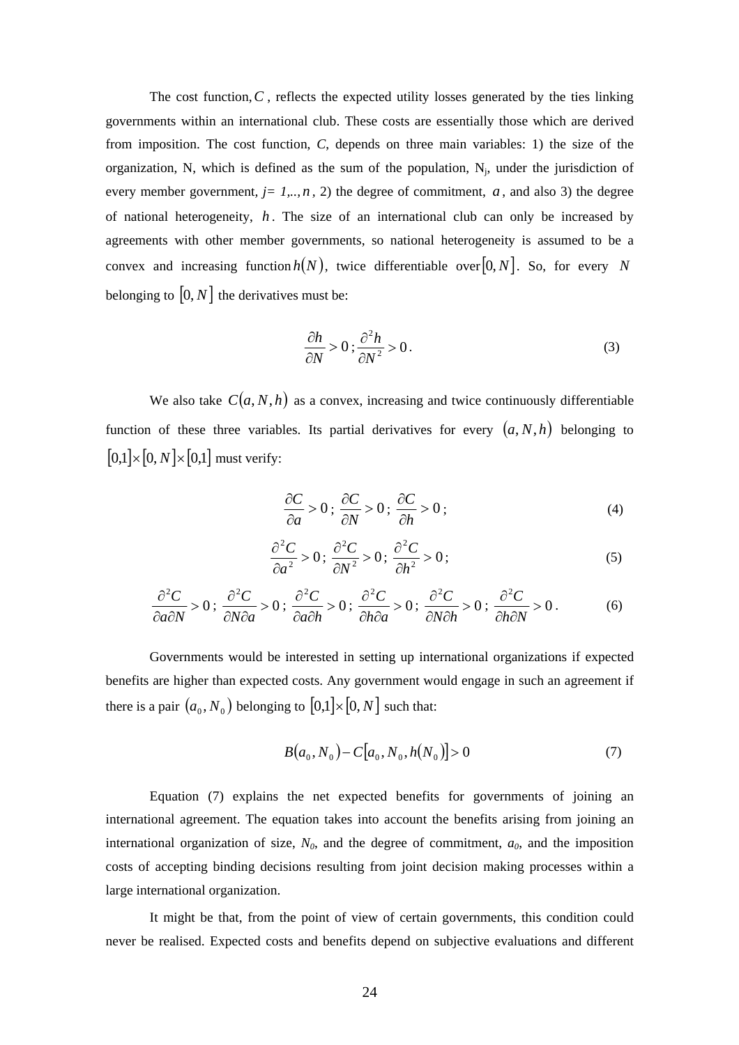The cost function, $C$, reflects the expected utility losses generated by the ties linking governments within an international club. These costs are essentially those which are derived from imposition. The cost function, $C$, depends on three main variables: 1) the size of the organization, N, which is defined as the sum of the population, $N_j$, under the jurisdiction of every member government, $j = 1,..,n$, 2) the degree of commitment, $a$, and also 3) the degree of national heterogeneity, $h$. The size of an international club can only be increased by agreements with other member governments, so national heterogeneity is assumed to be a convex and increasing function $h(N)$, twice differentiable over $[0, N]$. So, for every $N$ belonging to $[0, N]$ the derivatives must be:

$$\frac{\partial h}{\partial N} > 0 \, ; \frac{\partial^2 h}{\partial N^2} > 0 \, . \tag{3}$$

We also take $C(a, N, h)$ as a convex, increasing and twice continuously differentiable function of these three variables. Its partial derivatives for every $(a, N, h)$ belonging to $[0,1] \times [0, N] \times [0,1]$ must verify:

$$\frac{\partial C}{\partial a} > 0 \, ; \, \frac{\partial C}{\partial N} > 0 \, ; \, \frac{\partial C}{\partial h} > 0 \, ; \tag{4}$$

$$\frac{\partial^2 C}{\partial a^2} > 0 \, ; \, \frac{\partial^2 C}{\partial N^2} > 0 \, ; \, \frac{\partial^2 C}{\partial h^2} > 0 \, ; \tag{5}$$

$$\frac{\partial^2 C}{\partial a \partial N} > 0 \, ; \, \frac{\partial^2 C}{\partial N \partial a} > 0 \, ; \, \frac{\partial^2 C}{\partial a \partial h} > 0 \, ; \, \frac{\partial^2 C}{\partial h \partial a} > 0 \, ; \, \frac{\partial^2 C}{\partial N \partial h} > 0 \, ; \, \frac{\partial^2 C}{\partial h \partial N} > 0 \, . \tag{6}$$

Governments would be interested in setting up international organizations if expected benefits are higher than expected costs. Any government would engage in such an agreement if there is a pair $(a_0, N_0)$ belonging to $[0,1] \times [0, N]$ such that:

$$B(a_0, N_0) - C[a_0, N_0, h(N_0)] > 0 \tag{7}$$

Equation (7) explains the net expected benefits for governments of joining an international agreement. The equation takes into account the benefits arising from joining an international organization of size, $N_0$, and the degree of commitment, $a_0$, and the imposition costs of accepting binding decisions resulting from joint decision making processes within a large international organization.

It might be that, from the point of view of certain governments, this condition could never be realised. Expected costs and benefits depend on subjective evaluations and different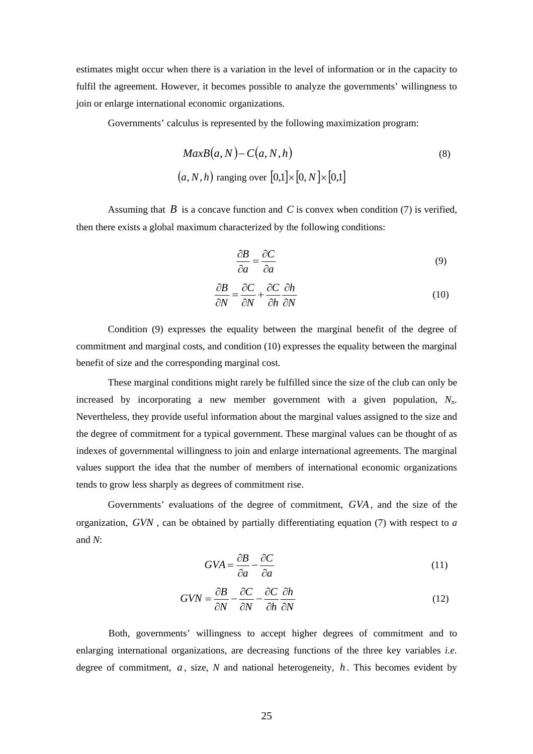estimates might occur when there is a variation in the level of information or in the capacity to fulfil the agreement. However, it becomes possible to analyze the governments' willingness to join or enlarge international economic organizations.

Governments' calculus is represented by the following maximization program:

$$Max B(a,N) - C(a,N,h) \tag{8}$$

$$(a,N,h) \text{ ranging over } [0,1] \times [0,N] \times [0,1]$$

Assuming that $B$ is a concave function and $C$ is convex when condition (7) is verified, then there exists a global maximum characterized by the following conditions:

$$\frac{\partial B}{\partial a} = \frac{\partial C}{\partial a} \tag{9}$$

$$\frac{\partial B}{\partial N} = \frac{\partial C}{\partial N} + \frac{\partial C}{\partial h}\frac{\partial h}{\partial N} \tag{10}$$

Condition (9) expresses the equality between the marginal benefit of the degree of commitment and marginal costs, and condition (10) expresses the equality between the marginal benefit of size and the corresponding marginal cost.

These marginal conditions might rarely be fulfilled since the size of the club can only be increased by incorporating a new member government with a given population, $N_n$. Nevertheless, they provide useful information about the marginal values assigned to the size and the degree of commitment for a typical government. These marginal values can be thought of as indexes of governmental willingness to join and enlarge international agreements. The marginal values support the idea that the number of members of international economic organizations tends to grow less sharply as degrees of commitment rise.

Governments' evaluations of the degree of commitment, $GVA$, and the size of the organization, $GVN$, can be obtained by partially differentiating equation (7) with respect to $a$ and $N$:

$$GVA = \frac{\partial B}{\partial a} - \frac{\partial C}{\partial a} \tag{11}$$

$$GVN = \frac{\partial B}{\partial N} - \frac{\partial C}{\partial N} - \frac{\partial C}{\partial h}\frac{\partial h}{\partial N} \tag{12}$$

Both, governments' willingness to accept higher degrees of commitment and to enlarging international organizations, are decreasing functions of the three key variables *i.e.* degree of commitment, $a$, size, $N$ and national heterogeneity, $h$. This becomes evident by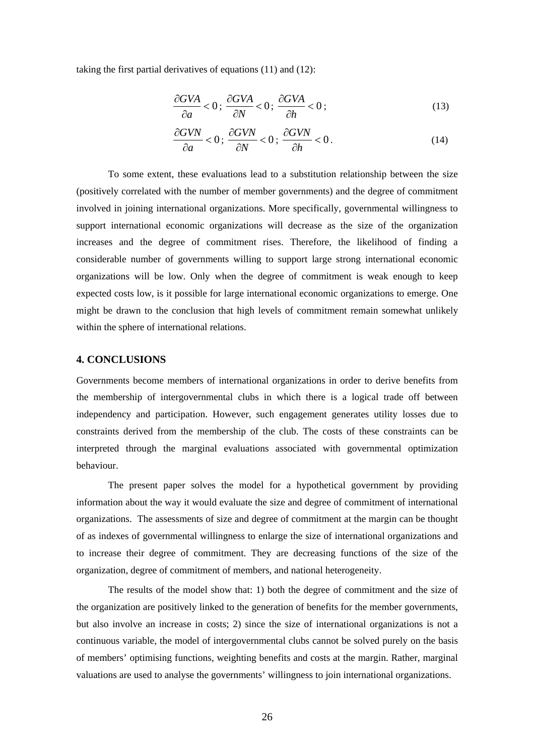taking the first partial derivatives of equations (11) and (12):

$$\frac{\partial GVA}{\partial a} < 0\,;\; \frac{\partial GVA}{\partial N} < 0\,;\; \frac{\partial GVA}{\partial h} < 0\,; \tag{13}$$

$$\frac{\partial GVN}{\partial a} < 0\,;\; \frac{\partial GVN}{\partial N} < 0\,;\; \frac{\partial GVN}{\partial h} < 0\,. \tag{14}$$

To some extent, these evaluations lead to a substitution relationship between the size (positively correlated with the number of member governments) and the degree of commitment involved in joining international organizations. More specifically, governmental willingness to support international economic organizations will decrease as the size of the organization increases and the degree of commitment rises. Therefore, the likelihood of finding a considerable number of governments willing to support large strong international economic organizations will be low. Only when the degree of commitment is weak enough to keep expected costs low, is it possible for large international economic organizations to emerge. One might be drawn to the conclusion that high levels of commitment remain somewhat unlikely within the sphere of international relations.

## 4. CONCLUSIONS

Governments become members of international organizations in order to derive benefits from the membership of intergovernmental clubs in which there is a logical trade off between independency and participation. However, such engagement generates utility losses due to constraints derived from the membership of the club. The costs of these constraints can be interpreted through the marginal evaluations associated with governmental optimization behaviour.

The present paper solves the model for a hypothetical government by providing information about the way it would evaluate the size and degree of commitment of international organizations. The assessments of size and degree of commitment at the margin can be thought of as indexes of governmental willingness to enlarge the size of international organizations and to increase their degree of commitment. They are decreasing functions of the size of the organization, degree of commitment of members, and national heterogeneity.

The results of the model show that: 1) both the degree of commitment and the size of the organization are positively linked to the generation of benefits for the member governments, but also involve an increase in costs; 2) since the size of international organizations is not a continuous variable, the model of intergovernmental clubs cannot be solved purely on the basis of members' optimising functions, weighting benefits and costs at the margin. Rather, marginal valuations are used to analyse the governments' willingness to join international organizations.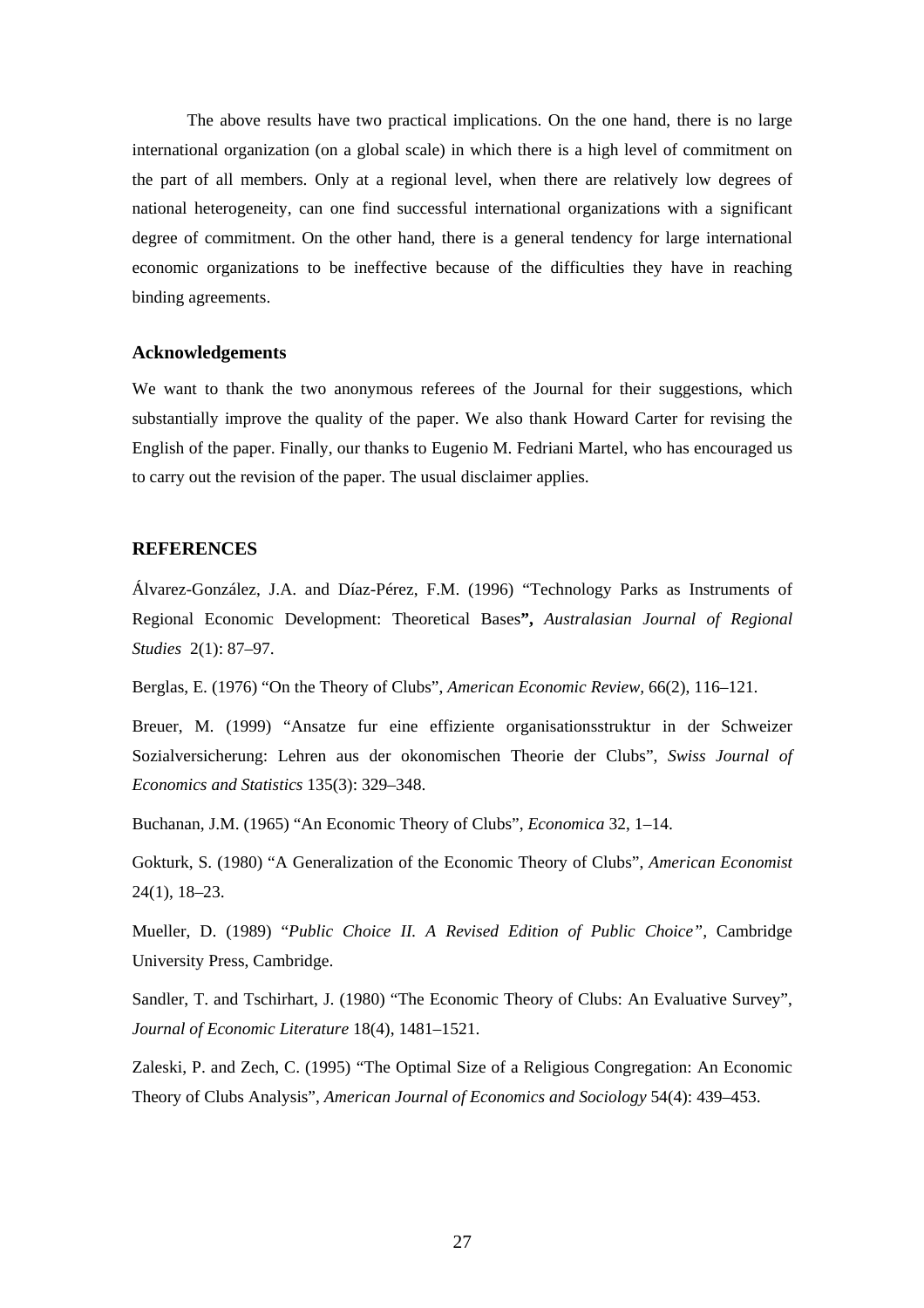The above results have two practical implications. On the one hand, there is no large international organization (on a global scale) in which there is a high level of commitment on the part of all members. Only at a regional level, when there are relatively low degrees of national heterogeneity, can one find successful international organizations with a significant degree of commitment. On the other hand, there is a general tendency for large international economic organizations to be ineffective because of the difficulties they have in reaching binding agreements.

### Acknowledgements

We want to thank the two anonymous referees of the Journal for their suggestions, which substantially improve the quality of the paper. We also thank Howard Carter for revising the English of the paper. Finally, our thanks to Eugenio M. Fedriani Martel, who has encouraged us to carry out the revision of the paper. The usual disclaimer applies.

### REFERENCES

Álvarez-González, J.A. and Díaz-Pérez, F.M. (1996) "Technology Parks as Instruments of Regional Economic Development: Theoretical Bases**",** *Australasian Journal of Regional Studies* 2(1): 87–97.

Berglas, E. (1976) "On the Theory of Clubs", *American Economic Review*, 66(2), 116–121.

Breuer, M. (1999) "Ansatze fur eine effiziente organisationsstruktur in der Schweizer Sozialversicherung: Lehren aus der okonomischen Theorie der Clubs", *Swiss Journal of Economics and Statistics* 135(3): 329–348.

Buchanan, J.M. (1965) "An Economic Theory of Clubs", *Economica* 32, 1–14.

Gokturk, S. (1980) "A Generalization of the Economic Theory of Clubs", *American Economist* 24(1), 18–23.

Mueller, D. (1989) "*Public Choice II. A Revised Edition of Public Choice"*, Cambridge University Press, Cambridge.

Sandler, T. and Tschirhart, J. (1980) "The Economic Theory of Clubs: An Evaluative Survey", *Journal of Economic Literature* 18(4), 1481–1521.

Zaleski, P. and Zech, C. (1995) "The Optimal Size of a Religious Congregation: An Economic Theory of Clubs Analysis", *American Journal of Economics and Sociology* 54(4): 439–453.